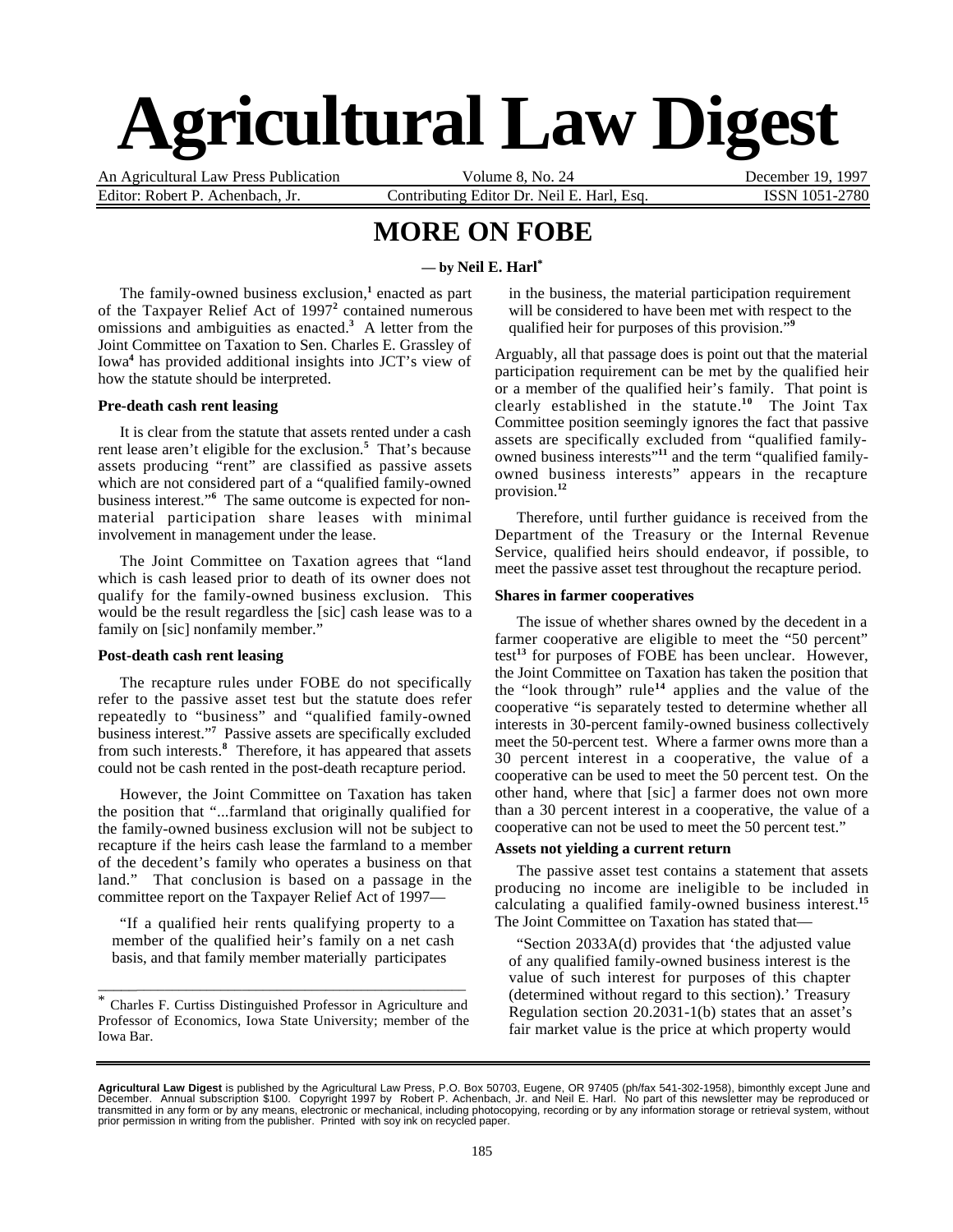# Agricultural Law Digest

An Agricultural Law Press Publication | Volume 8, No. 24 | December 19, 1997

Editor: Robert P. Achenbach, Jr. | Contributing Editor Dr. Neil E. Harl, Esq. | ISSN 1051-2780

## MORE ON FOBE

**— by Neil E. Harl[*]**

The family-owned business exclusion,[1] enacted as part of the Taxpayer Relief Act of 1997[2] contained numerous omissions and ambiguities as enacted.[3] A letter from the Joint Committee on Taxation to Sen. Charles E. Grassley of Iowa[4] has provided additional insights into JCT's view of how the statute should be interpreted.

#### Pre-death cash rent leasing

It is clear from the statute that assets rented under a cash rent lease aren't eligible for the exclusion.[5] That's because assets producing "rent" are classified as passive assets which are not considered part of a "qualified family-owned business interest."[6] The same outcome is expected for non-material participation share leases with minimal involvement in management under the lease.

The Joint Committee on Taxation agrees that "land which is cash leased prior to death of its owner does not qualify for the family-owned business exclusion. This would be the result regardless the [sic] cash lease was to a family on [sic] nonfamily member."

#### Post-death cash rent leasing

The recapture rules under FOBE do not specifically refer to the passive asset test but the statute does refer repeatedly to "business" and "qualified family-owned business interest."[7] Passive assets are specifically excluded from such interests.[8] Therefore, it has appeared that assets could not be cash rented in the post-death recapture period.

However, the Joint Committee on Taxation has taken the position that "...farmland that originally qualified for the family-owned business exclusion will not be subject to recapture if the heirs cash lease the farmland to a member of the decedent's family who operates a business on that land." That conclusion is based on a passage in the committee report on the Taxpayer Relief Act of 1997—

> "If a qualified heir rents qualifying property to a member of the qualified heir's family on a net cash basis, and that family member materially participates in the business, the material participation requirement will be considered to have been met with respect to the qualified heir for purposes of this provision."[9]

Arguably, all that passage does is point out that the material participation requirement can be met by the qualified heir or a member of the qualified heir's family. That point is clearly established in the statute.[10] The Joint Tax Committee position seemingly ignores the fact that passive assets are specifically excluded from "qualified family-owned business interests"[11] and the term "qualified family-owned business interests" appears in the recapture provision.[12]

Therefore, until further guidance is received from the Department of the Treasury or the Internal Revenue Service, qualified heirs should endeavor, if possible, to meet the passive asset test throughout the recapture period.

#### Shares in farmer cooperatives

The issue of whether shares owned by the decedent in a farmer cooperative are eligible to meet the "50 percent" test[13] for purposes of FOBE has been unclear. However, the Joint Committee on Taxation has taken the position that the "look through" rule[14] applies and the value of the cooperative "is separately tested to determine whether all interests in 30-percent family-owned business collectively meet the 50-percent test. Where a farmer owns more than a 30 percent interest in a cooperative, the value of a cooperative can be used to meet the 50 percent test. On the other hand, where that [sic] a farmer does not own more than a 30 percent interest in a cooperative, the value of a cooperative can not be used to meet the 50 percent test."

#### Assets not yielding a current return

The passive asset test contains a statement that assets producing no income are ineligible to be included in calculating a qualified family-owned business interest.[15] The Joint Committee on Taxation has stated that—

> "Section 2033A(d) provides that 'the adjusted value of any qualified family-owned business interest is the value of such interest for purposes of this chapter (determined without regard to this section).' Treasury Regulation section 20.2031-1(b) states that an asset's fair market value is the price at which property would

---

[*] Charles F. Curtiss Distinguished Professor in Agriculture and Professor of Economics, Iowa State University; member of the Iowa Bar.

---

**Agricultural Law Digest** is published by the Agricultural Law Press, P.O. Box 50703, Eugene, OR 97405 (ph/fax 541-302-1958), bimonthly except June and December. Annual subscription $100. Copyright 1997 by Robert P. Achenbach, Jr. and Neil E. Harl. No part of this newsletter may be reproduced or transmitted in any form or by any means, electronic or mechanical, including photocopying, recording or by any information storage or retrieval system, without prior permission in writing from the publisher. Printed with soy ink on recycled paper.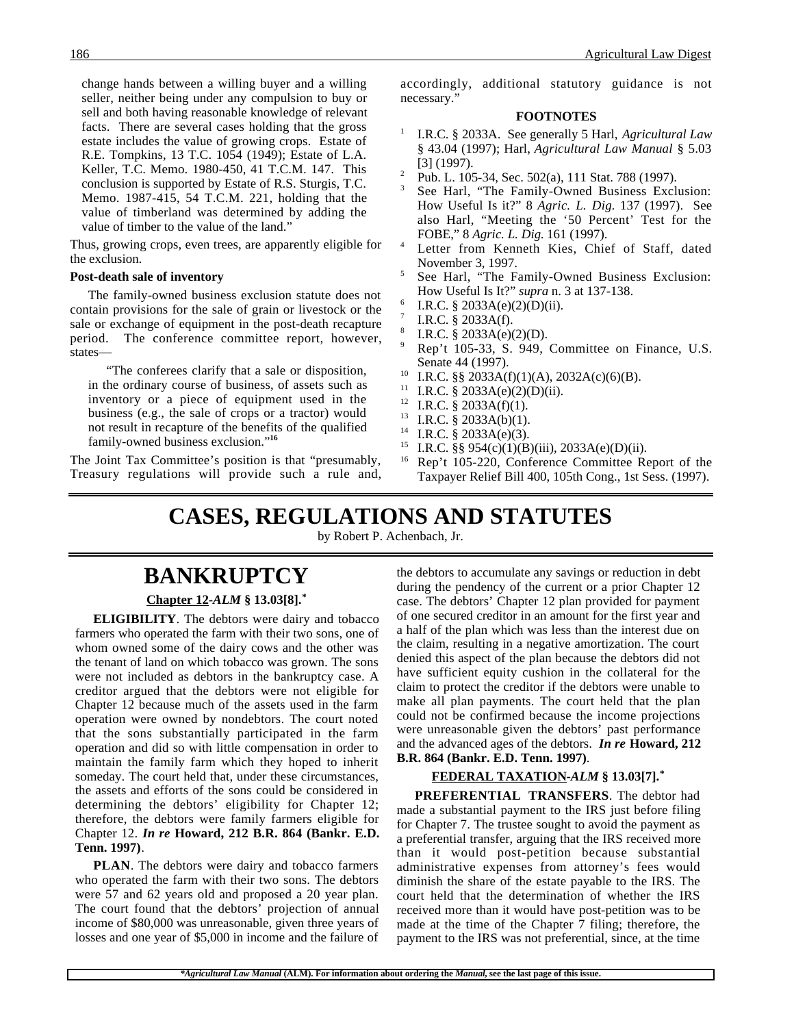change hands between a willing buyer and a willing seller, neither being under any compulsion to buy or sell and both having reasonable knowledge of relevant facts. There are several cases holding that the gross estate includes the value of growing crops. Estate of R.E. Tompkins, 13 T.C. 1054 (1949); Estate of L.A. Keller, T.C. Memo. 1980-450, 41 T.C.M. 147. This conclusion is supported by Estate of R.S. Sturgis, T.C. Memo. 1987-415, 54 T.C.M. 221, holding that the value of timberland was determined by adding the value of timber to the value of the land."

Thus, growing crops, even trees, are apparently eligible for the exclusion.

**Post-death sale of inventory**

The family-owned business exclusion statute does not contain provisions for the sale of grain or livestock or the sale or exchange of equipment in the post-death recapture period. The conference committee report, however, states—

"The conferees clarify that a sale or disposition, in the ordinary course of business, of assets such as inventory or a piece of equipment used in the business (e.g., the sale of crops or a tractor) would not result in recapture of the benefits of the qualified family-owned business exclusion."[16]

The Joint Tax Committee's position is that "presumably, Treasury regulations will provide such a rule and, accordingly, additional statutory guidance is not necessary."

**FOOTNOTES**

1. I.R.C. § 2033A. See generally 5 Harl, *Agricultural Law* § 43.04 (1997); Harl, *Agricultural Law Manual* § 5.03 [3] (1997).
2. Pub. L. 105-34, Sec. 502(a), 111 Stat. 788 (1997).
3. See Harl, "The Family-Owned Business Exclusion: How Useful Is it?" 8 *Agric. L. Dig.* 137 (1997). See also Harl, "Meeting the '50 Percent' Test for the FOBE," 8 *Agric. L. Dig.* 161 (1997).
4. Letter from Kenneth Kies, Chief of Staff, dated November 3, 1997.
5. See Harl, "The Family-Owned Business Exclusion: How Useful Is It?" *supra* n. 3 at 137-138.
6. I.R.C. § 2033A(e)(2)(D)(ii).
7. I.R.C. § 2033A(f).
8. I.R.C. § 2033A(e)(2)(D).
9. Rep't 105-33, S. 949, Committee on Finance, U.S. Senate 44 (1997).
10. I.R.C. §§ 2033A(f)(1)(A), 2032A(c)(6)(B).
11. I.R.C. § 2033A(e)(2)(D)(ii).
12. I.R.C. § 2033A(f)(1).
13. I.R.C. § 2033A(b)(1).
14. I.R.C. § 2033A(e)(3).
15. I.R.C. §§ 954(c)(1)(B)(iii), 2033A(e)(D)(ii).
16. Rep't 105-220, Conference Committee Report of the Taxpayer Relief Bill 400, 105th Cong., 1st Sess. (1997).

# CASES, REGULATIONS AND STATUTES

by Robert P. Achenbach, Jr.

## BANKRUPTCY

### Chapter 12-*ALM* § 13.03[8].*

**ELIGIBILITY**. The debtors were dairy and tobacco farmers who operated the farm with their two sons, one of whom owned some of the dairy cows and the other was the tenant of land on which tobacco was grown. The sons were not included as debtors in the bankruptcy case. A creditor argued that the debtors were not eligible for Chapter 12 because much of the assets used in the farm operation were owned by nondebtors. The court noted that the sons substantially participated in the farm operation and did so with little compensation in order to maintain the family farm which they hoped to inherit someday. The court held that, under these circumstances, the assets and efforts of the sons could be considered in determining the debtors' eligibility for Chapter 12; therefore, the debtors were family farmers eligible for Chapter 12. ***In re* Howard, 212 B.R. 864 (Bankr. E.D. Tenn. 1997)**.

**PLAN**. The debtors were dairy and tobacco farmers who operated the farm with their two sons. The debtors were 57 and 62 years old and proposed a 20 year plan. The court found that the debtors' projection of annual income of $80,000 was unreasonable, given three years of losses and one year of $5,000 in income and the failure of the debtors to accumulate any savings or reduction in debt during the pendency of the current or a prior Chapter 12 case. The debtors' Chapter 12 plan provided for payment of one secured creditor in an amount for the first year and a half of the plan which was less than the interest due on the claim, resulting in a negative amortization. The court denied this aspect of the plan because the debtors did not have sufficient equity cushion in the collateral for the claim to protect the creditor if the debtors were unable to make all plan payments. The court held that the plan could not be confirmed because the income projections were unreasonable given the debtors' past performance and the advanced ages of the debtors. ***In re* Howard, 212 B.R. 864 (Bankr. E.D. Tenn. 1997)**.

### FEDERAL TAXATION-*ALM* § 13.03[7].*

**PREFERENTIAL TRANSFERS**. The debtor had made a substantial payment to the IRS just before filing for Chapter 7. The trustee sought to avoid the payment as a preferential transfer, arguing that the IRS received more than it would post-petition because substantial administrative expenses from attorney's fees would diminish the share of the estate payable to the IRS. The court held that the determination of whether the IRS received more than it would have post-petition was to be made at the time of the Chapter 7 filing; therefore, the payment to the IRS was not preferential, since, at the time

**\****Agricultural Law Manual* **(ALM). For information about ordering the** *Manual***, see the last page of this issue.**